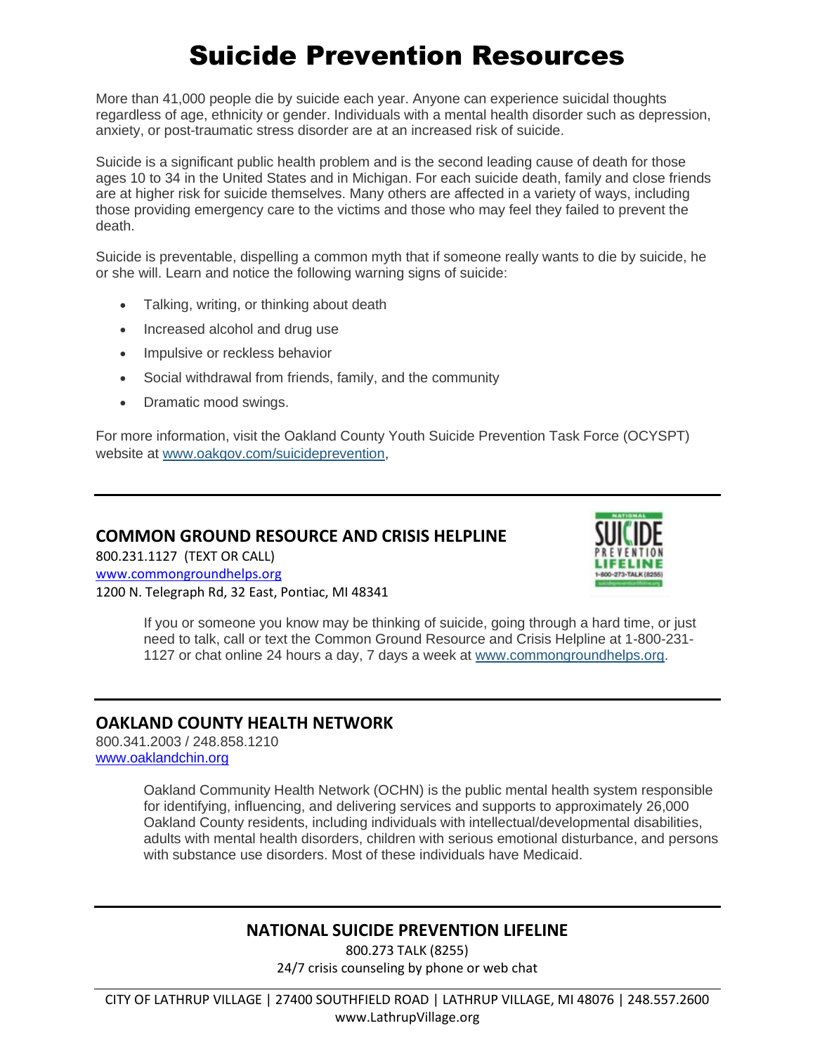# Suicide Prevention Resources

More than 41,000 people die by suicide each year. Anyone can experience suicidal thoughts regardless of age, ethnicity or gender. Individuals with a mental health disorder such as depression, anxiety, or post-traumatic stress disorder are at an increased risk of suicide.

Suicide is a significant public health problem and is the second leading cause of death for those ages 10 to 34 in the United States and in Michigan. For each suicide death, family and close friends are at higher risk for suicide themselves. Many others are affected in a variety of ways, including those providing emergency care to the victims and those who may feel they failed to prevent the death.

Suicide is preventable, dispelling a common myth that if someone really wants to die by suicide, he or she will. Learn and notice the following warning signs of suicide:

- Talking, writing, or thinking about death
- Increased alcohol and drug use
- Impulsive or reckless behavior
- Social withdrawal from friends, family, and the community
- Dramatic mood swings.

For more information, visit the Oakland County Youth Suicide Prevention Task Force (OCYSPT) website at www.oakgov.com/suicideprevention,

---

## COMMON GROUND RESOURCE AND CRISIS HELPLINE

800.231.1127 (TEXT OR CALL)
www.commongroundhelps.org
1200 N. Telegraph Rd, 32 East, Pontiac, MI 48341

If you or someone you know may be thinking of suicide, going through a hard time, or just need to talk, call or text the Common Ground Resource and Crisis Helpline at 1-800-231-1127 or chat online 24 hours a day, 7 days a week at www.commongroundhelps.org.

---

## OAKLAND COUNTY HEALTH NETWORK

800.341.2003 / 248.858.1210
www.oaklandchin.org

Oakland Community Health Network (OCHN) is the public mental health system responsible for identifying, influencing, and delivering services and supports to approximately 26,000 Oakland County residents, including individuals with intellectual/developmental disabilities, adults with mental health disorders, children with serious emotional disturbance, and persons with substance use disorders. Most of these individuals have Medicaid.

---

## NATIONAL SUICIDE PREVENTION LIFELINE

800.273 TALK (8255)
24/7 crisis counseling by phone or web chat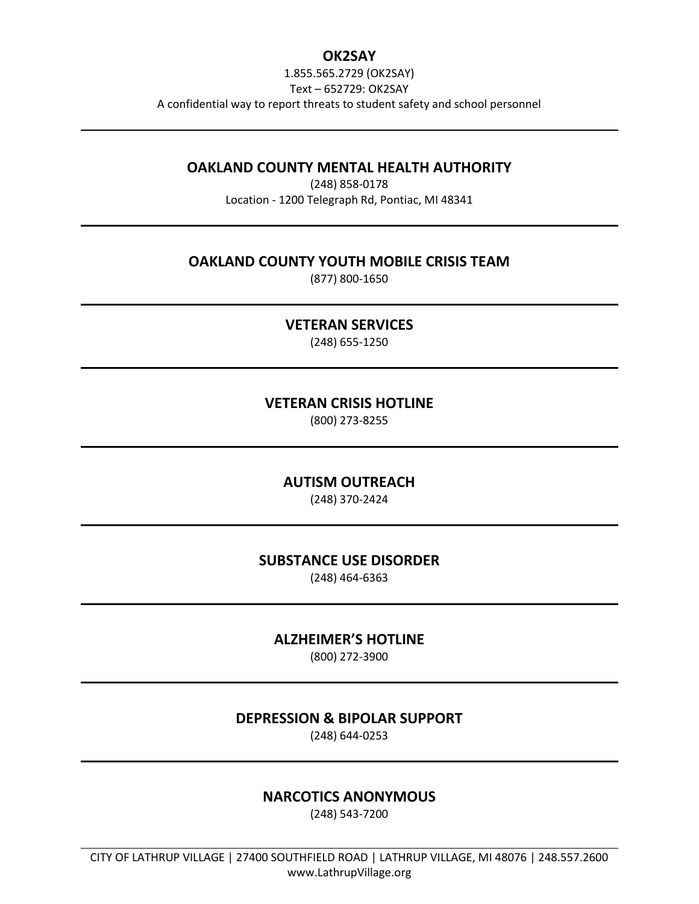## OK2SAY

1.855.565.2729 (OK2SAY)

Text – 652729: OK2SAY

A confidential way to report threats to student safety and school personnel

---

## OAKLAND COUNTY MENTAL HEALTH AUTHORITY

(248) 858-0178

Location - 1200 Telegraph Rd, Pontiac, MI 48341

---

## OAKLAND COUNTY YOUTH MOBILE CRISIS TEAM

(877) 800-1650

---

## VETERAN SERVICES

(248) 655-1250

---

## VETERAN CRISIS HOTLINE

(800) 273-8255

---

## AUTISM OUTREACH

(248) 370-2424

---

## SUBSTANCE USE DISORDER

(248) 464-6363

---

## ALZHEIMER'S HOTLINE

(800) 272-3900

---

## DEPRESSION & BIPOLAR SUPPORT

(248) 644-0253

---

## NARCOTICS ANONYMOUS

(248) 543-7200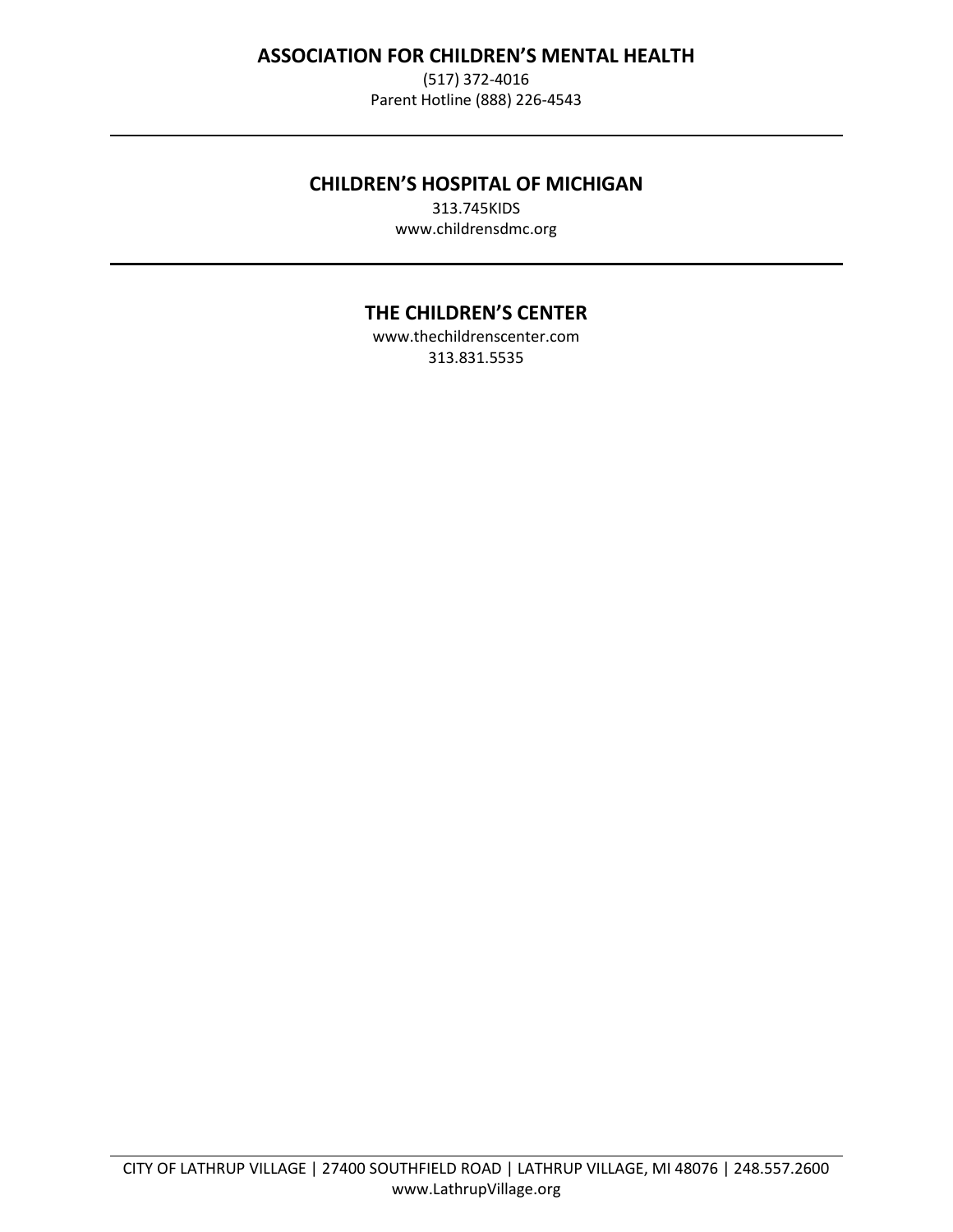## ASSOCIATION FOR CHILDREN'S MENTAL HEALTH

(517) 372-4016
Parent Hotline (888) 226-4543

---

## CHILDREN'S HOSPITAL OF MICHIGAN

313.745KIDS
www.childrensdmc.org

---

## THE CHILDREN'S CENTER

www.thechildrenscenter.com
313.831.5535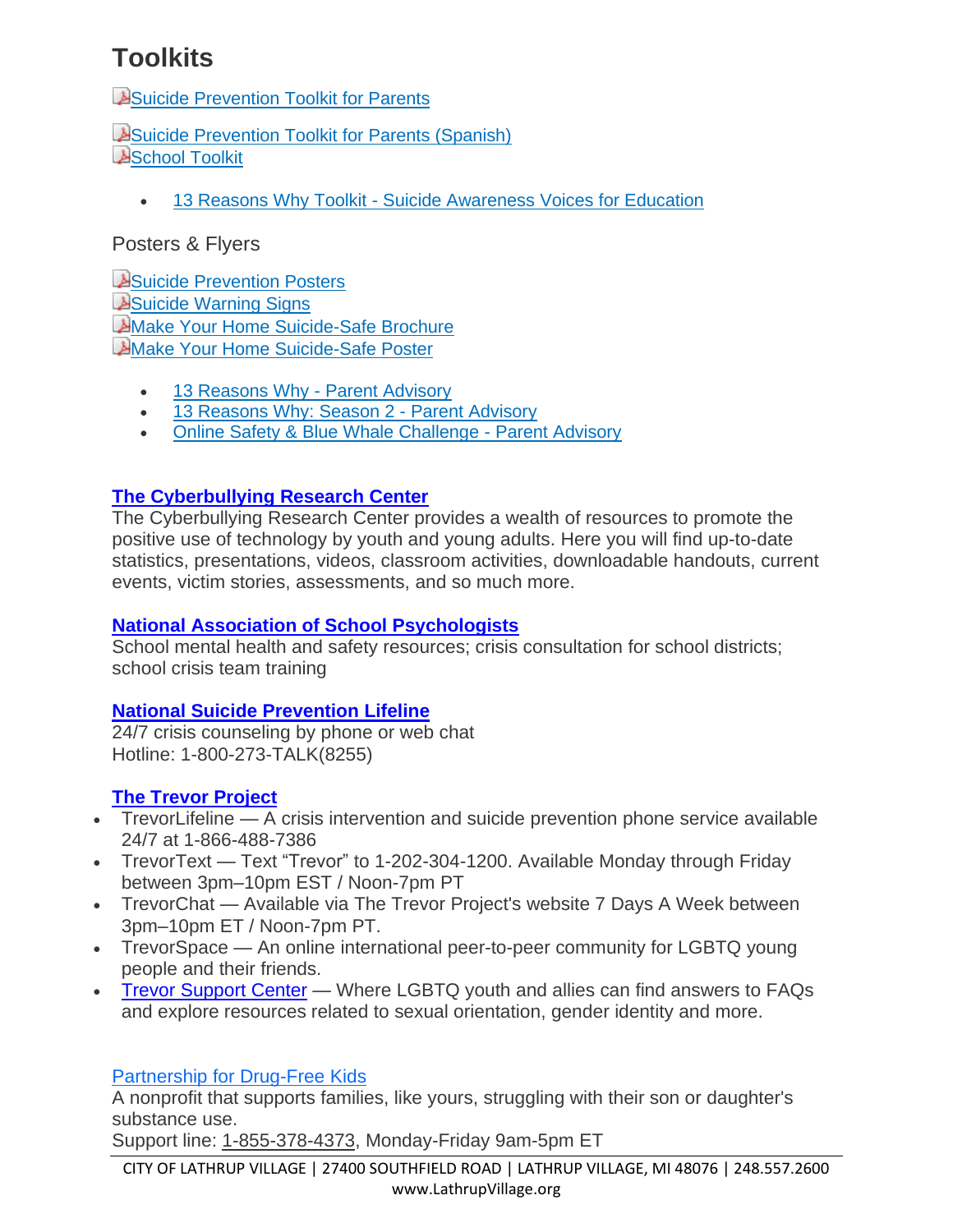# Toolkits

Suicide Prevention Toolkit for Parents

Suicide Prevention Toolkit for Parents (Spanish)
School Toolkit

- 13 Reasons Why Toolkit - Suicide Awareness Voices for Education

Posters & Flyers

Suicide Prevention Posters
Suicide Warning Signs
Make Your Home Suicide-Safe Brochure
Make Your Home Suicide-Safe Poster

- 13 Reasons Why - Parent Advisory
- 13 Reasons Why: Season 2 - Parent Advisory
- Online Safety & Blue Whale Challenge - Parent Advisory

**The Cyberbullying Research Center**
The Cyberbullying Research Center provides a wealth of resources to promote the positive use of technology by youth and young adults. Here you will find up-to-date statistics, presentations, videos, classroom activities, downloadable handouts, current events, victim stories, assessments, and so much more.

**National Association of School Psychologists**
School mental health and safety resources; crisis consultation for school districts; school crisis team training

**National Suicide Prevention Lifeline**
24/7 crisis counseling by phone or web chat
Hotline: 1-800-273-TALK(8255)

**The Trevor Project**

- TrevorLifeline — A crisis intervention and suicide prevention phone service available 24/7 at 1-866-488-7386
- TrevorText — Text "Trevor" to 1-202-304-1200. Available Monday through Friday between 3pm–10pm EST / Noon-7pm PT
- TrevorChat — Available via The Trevor Project's website 7 Days A Week between 3pm–10pm ET / Noon-7pm PT.
- TrevorSpace — An online international peer-to-peer community for LGBTQ young people and their friends.
- Trevor Support Center — Where LGBTQ youth and allies can find answers to FAQs and explore resources related to sexual orientation, gender identity and more.

Partnership for Drug-Free Kids
A nonprofit that supports families, like yours, struggling with their son or daughter's substance use.
Support line: 1-855-378-4373, Monday-Friday 9am-5pm ET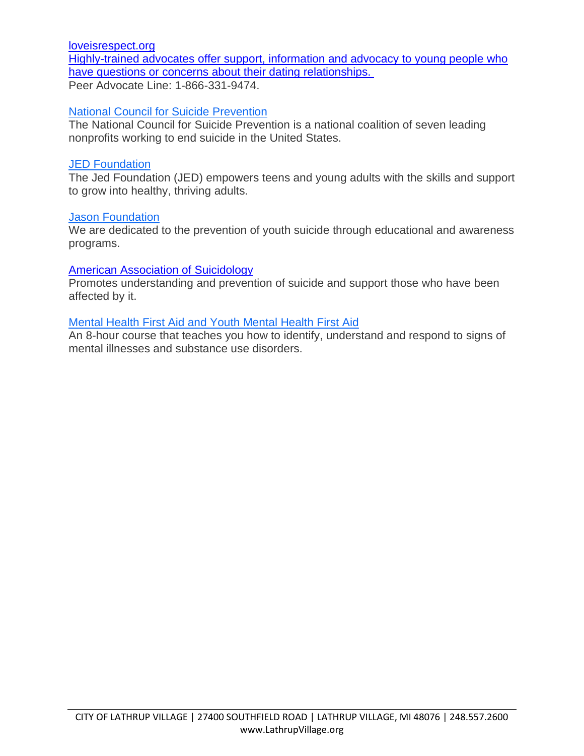loveisrespect.org
Highly-trained advocates offer support, information and advocacy to young people who have questions or concerns about their dating relationships.
Peer Advocate Line: 1-866-331-9474.

National Council for Suicide Prevention
The National Council for Suicide Prevention is a national coalition of seven leading nonprofits working to end suicide in the United States.

JED Foundation
The Jed Foundation (JED) empowers teens and young adults with the skills and support to grow into healthy, thriving adults.

Jason Foundation
We are dedicated to the prevention of youth suicide through educational and awareness programs.

American Association of Suicidology
Promotes understanding and prevention of suicide and support those who have been affected by it.

Mental Health First Aid and Youth Mental Health First Aid
An 8-hour course that teaches you how to identify, understand and respond to signs of mental illnesses and substance use disorders.